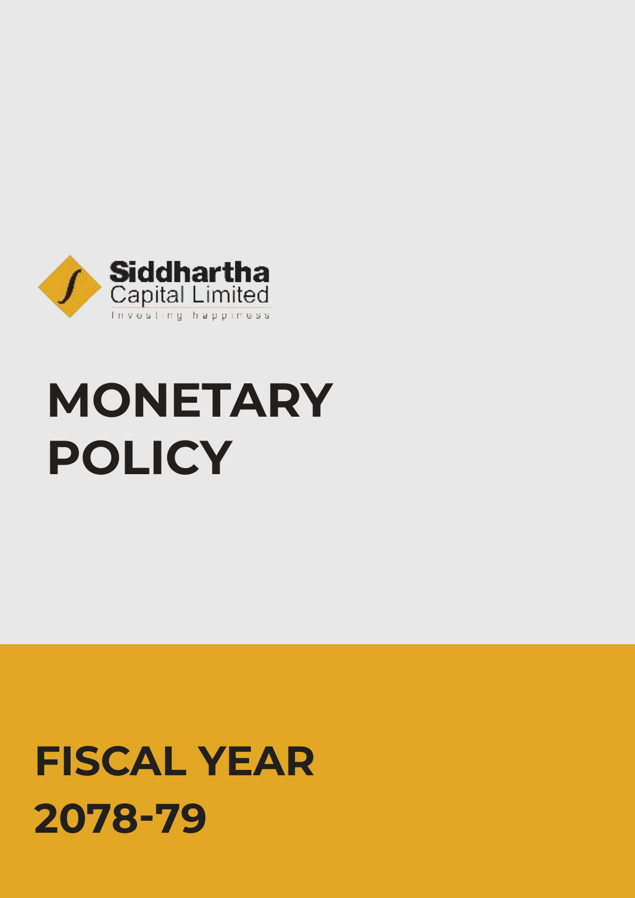Siddhartha
Capital Limited
Investing happiness

# MONETARY POLICY

## FISCAL YEAR 2078-79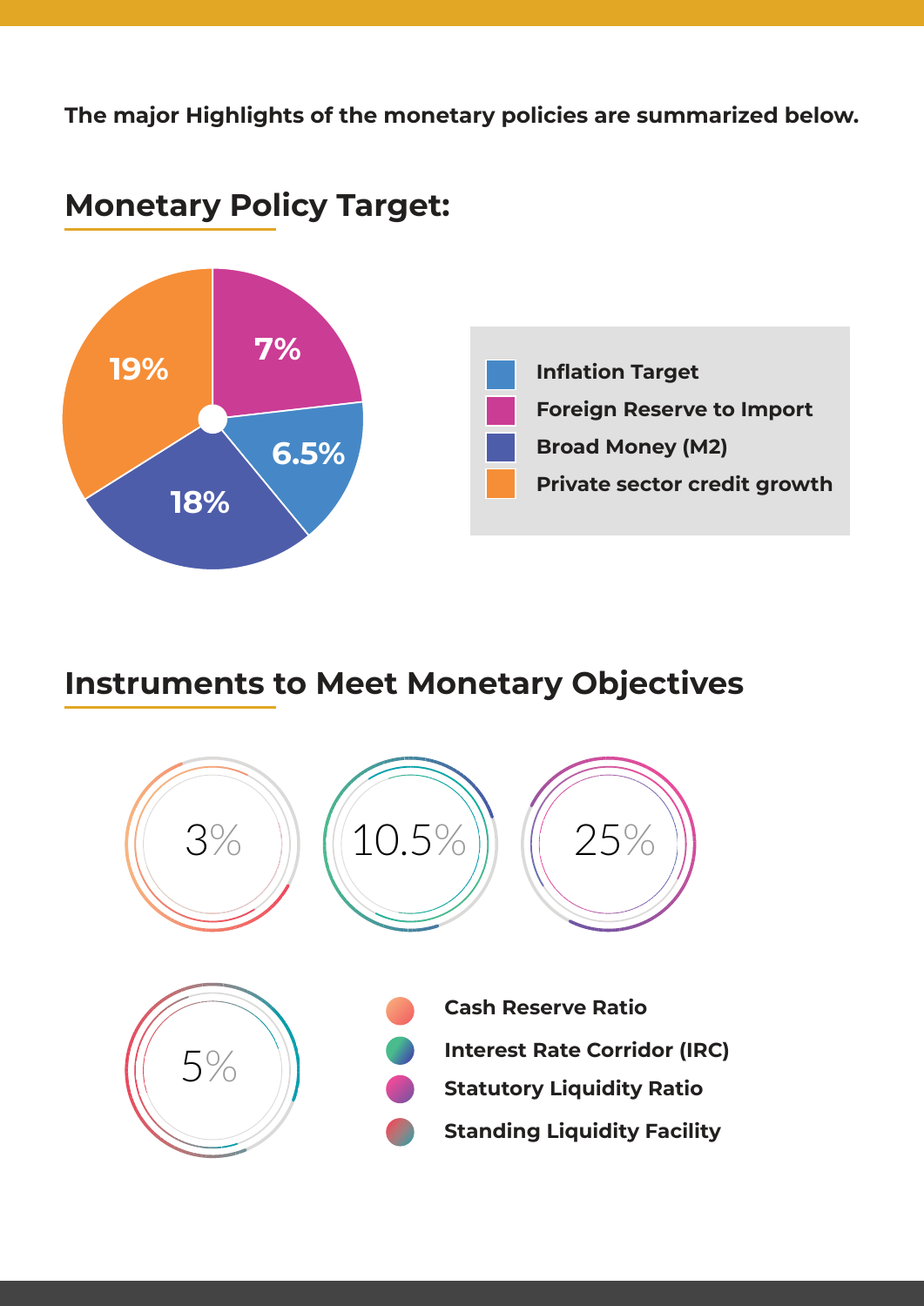**The major Highlights of the monetary policies are summarized below.**

## Monetary Policy Target:

| Target | Value |
|---|---|
| Inflation Target | 6.5% |
| Foreign Reserve to Import | 7% |
| Broad Money (M2) | 18% |
| Private sector credit growth | 19% |

## Instruments to Meet Monetary Objectives

| Instrument | Value |
|---|---|
| Cash Reserve Ratio | 3% |
| Interest Rate Corridor (IRC) | 10.5% |
| Statutory Liquidity Ratio | 25% |
| Standing Liquidity Facility | 5% |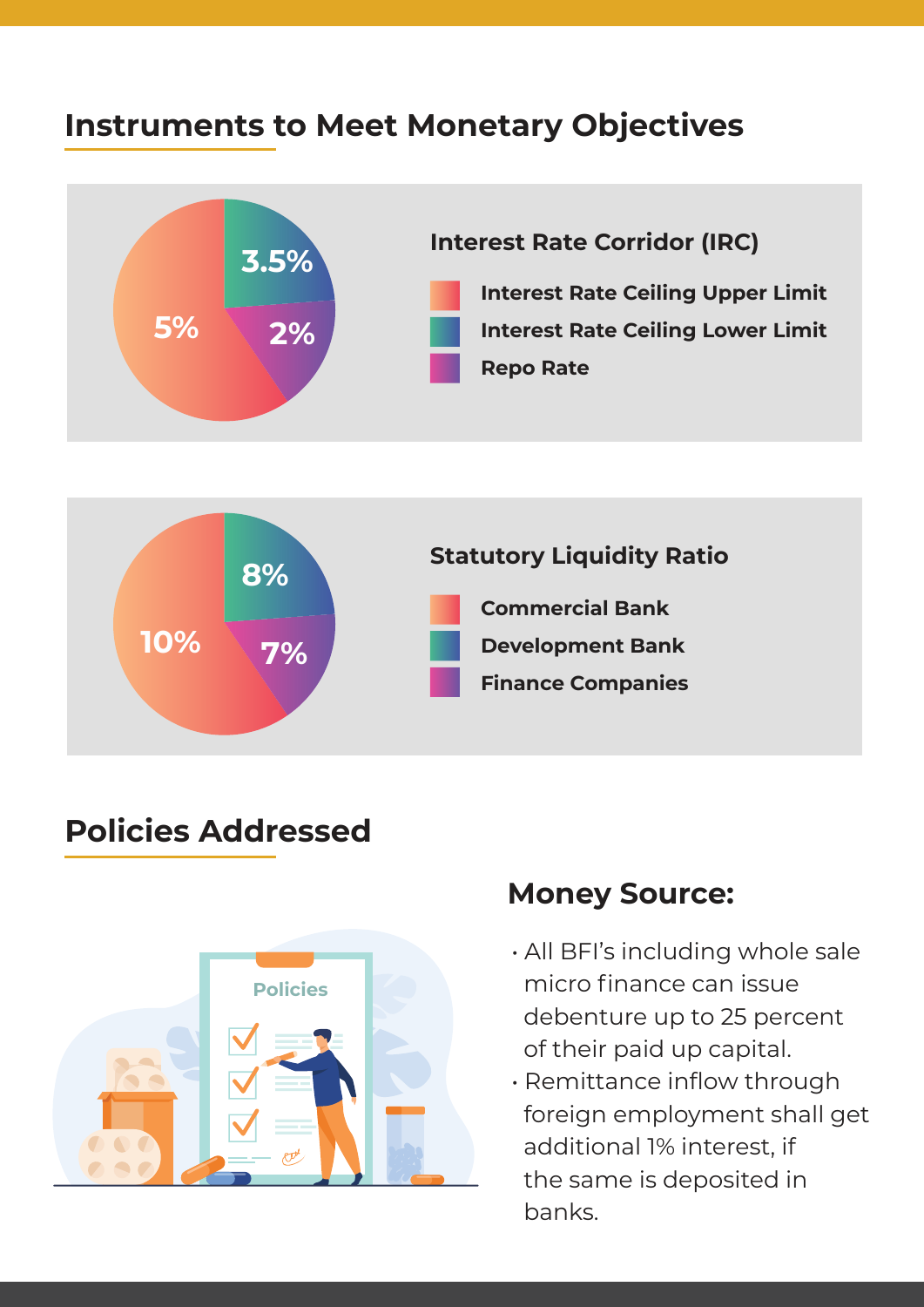## Instruments to Meet Monetary Objectives

### Interest Rate Corridor (IRC)

| Instrument | Rate |
|---|---|
| Interest Rate Ceiling Upper Limit | 5% |
| Interest Rate Ceiling Lower Limit | 3.5% |
| Repo Rate | 2% |

### Statutory Liquidity Ratio

| Institution | Ratio |
|---|---|
| Commercial Bank | 10% |
| Development Bank | 8% |
| Finance Companies | 7% |

## Policies Addressed

### Money Source:

- All BFI's including whole sale micro finance can issue debenture up to 25 percent of their paid up capital.
- Remittance inflow through foreign employment shall get additional 1% interest, if the same is deposited in banks.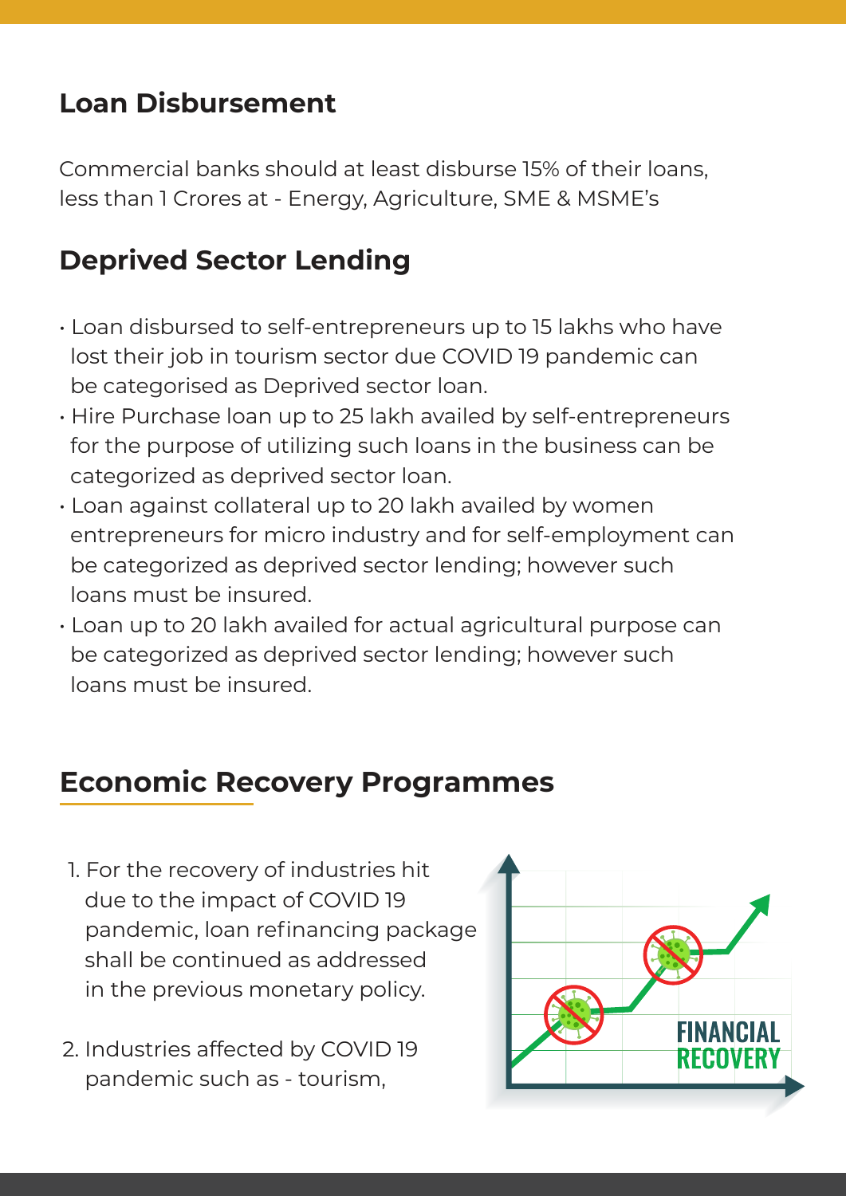## Loan Disbursement

Commercial banks should at least disburse 15% of their loans, less than 1 Crores at - Energy, Agriculture, SME & MSME's

## Deprived Sector Lending

- Loan disbursed to self-entrepreneurs up to 15 lakhs who have lost their job in tourism sector due COVID 19 pandemic can be categorised as Deprived sector loan.
- Hire Purchase loan up to 25 lakh availed by self-entrepreneurs for the purpose of utilizing such loans in the business can be categorized as deprived sector loan.
- Loan against collateral up to 20 lakh availed by women entrepreneurs for micro industry and for self-employment can be categorized as deprived sector lending; however such loans must be insured.
- Loan up to 20 lakh availed for actual agricultural purpose can be categorized as deprived sector lending; however such loans must be insured.

## Economic Recovery Programmes

1. For the recovery of industries hit due to the impact of COVID 19 pandemic, loan refinancing package shall be continued as addressed in the previous monetary policy.
2. Industries affected by COVID 19 pandemic such as - tourism,

FINANCIAL RECOVERY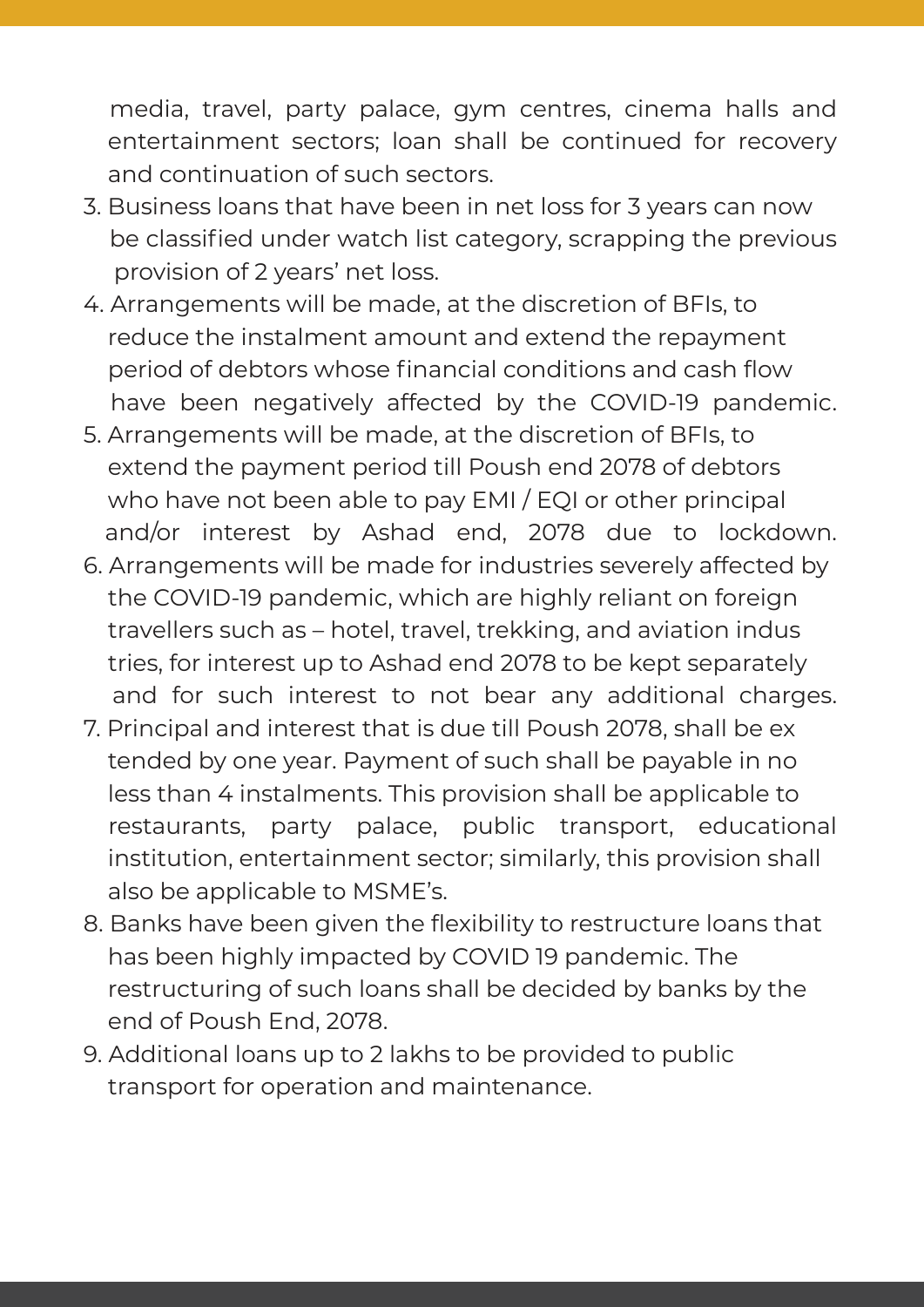media, travel, party palace, gym centres, cinema halls and entertainment sectors; loan shall be continued for recovery and continuation of such sectors.

3. Business loans that have been in net loss for 3 years can now be classified under watch list category, scrapping the previous provision of 2 years' net loss.
4. Arrangements will be made, at the discretion of BFIs, to reduce the instalment amount and extend the repayment period of debtors whose financial conditions and cash flow have been negatively affected by the COVID-19 pandemic.
5. Arrangements will be made, at the discretion of BFIs, to extend the payment period till Poush end 2078 of debtors who have not been able to pay EMI / EQI or other principal and/or interest by Ashad end, 2078 due to lockdown.
6. Arrangements will be made for industries severely affected by the COVID-19 pandemic, which are highly reliant on foreign travellers such as – hotel, travel, trekking, and aviation industries, for interest up to Ashad end 2078 to be kept separately and for such interest to not bear any additional charges.
7. Principal and interest that is due till Poush 2078, shall be extended by one year. Payment of such shall be payable in no less than 4 instalments. This provision shall be applicable to restaurants, party palace, public transport, educational institution, entertainment sector; similarly, this provision shall also be applicable to MSME's.
8. Banks have been given the flexibility to restructure loans that has been highly impacted by COVID 19 pandemic. The restructuring of such loans shall be decided by banks by the end of Poush End, 2078.
9. Additional loans up to 2 lakhs to be provided to public transport for operation and maintenance.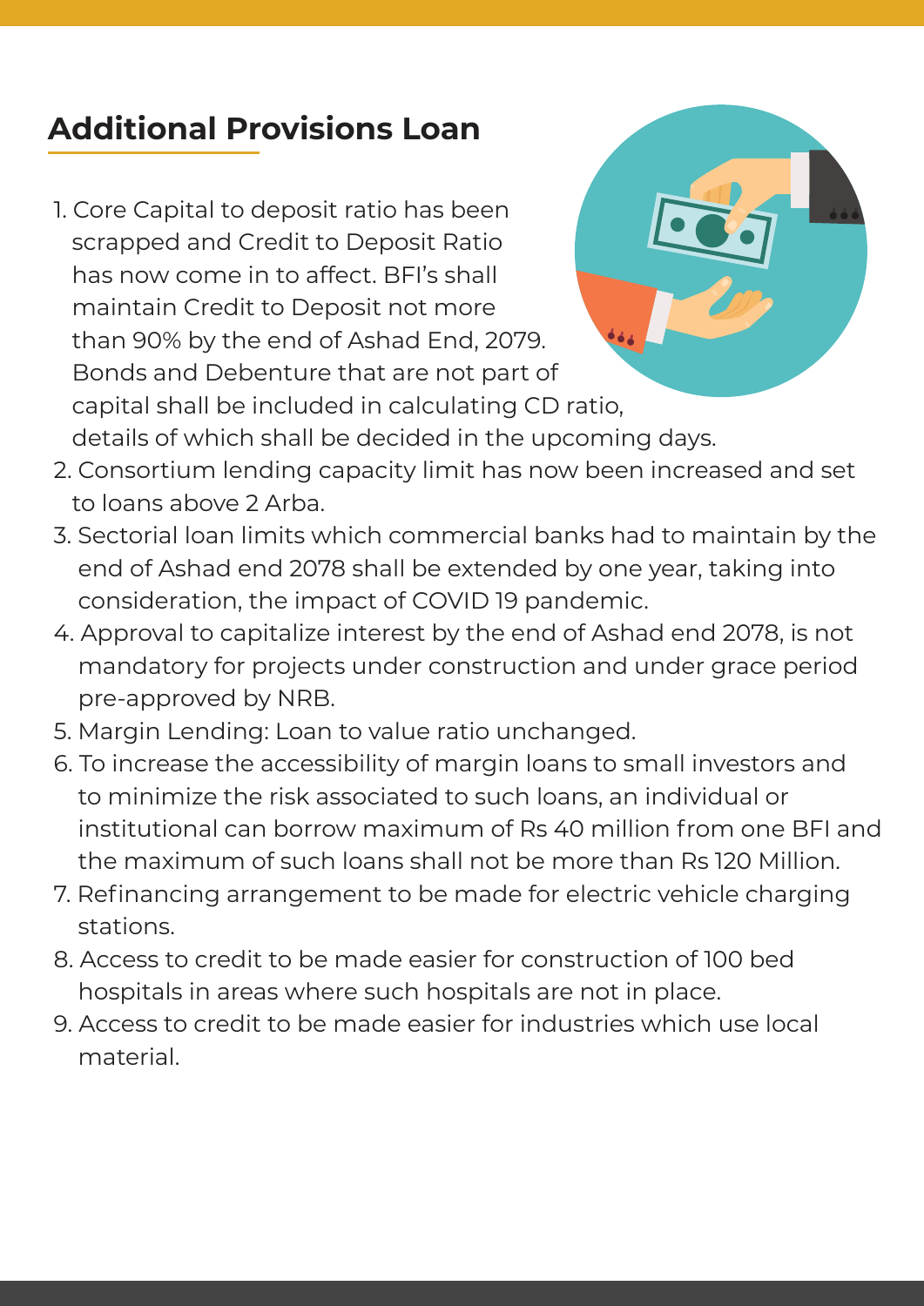## Additional Provisions Loan

1. Core Capital to deposit ratio has been scrapped and Credit to Deposit Ratio has now come in to affect. BFI's shall maintain Credit to Deposit not more than 90% by the end of Ashad End, 2079. Bonds and Debenture that are not part of capital shall be included in calculating CD ratio, details of which shall be decided in the upcoming days.
2. Consortium lending capacity limit has now been increased and set to loans above 2 Arba.
3. Sectorial loan limits which commercial banks had to maintain by the end of Ashad end 2078 shall be extended by one year, taking into consideration, the impact of COVID 19 pandemic.
4. Approval to capitalize interest by the end of Ashad end 2078, is not mandatory for projects under construction and under grace period pre-approved by NRB.
5. Margin Lending: Loan to value ratio unchanged.
6. To increase the accessibility of margin loans to small investors and to minimize the risk associated to such loans, an individual or institutional can borrow maximum of Rs 40 million from one BFI and the maximum of such loans shall not be more than Rs 120 Million.
7. Refinancing arrangement to be made for electric vehicle charging stations.
8. Access to credit to be made easier for construction of 100 bed hospitals in areas where such hospitals are not in place.
9. Access to credit to be made easier for industries which use local material.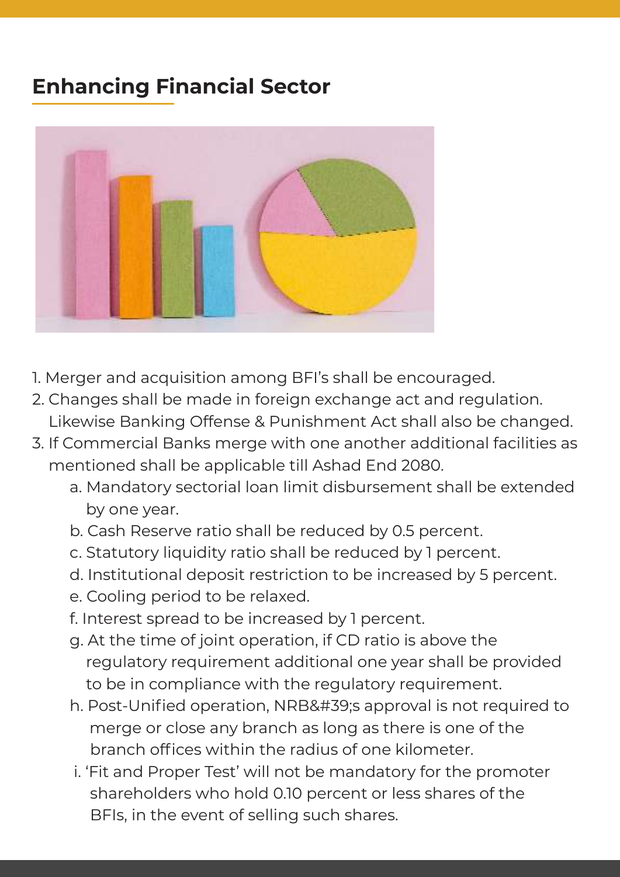## Enhancing Financial Sector

1. Merger and acquisition among BFI's shall be encouraged.
2. Changes shall be made in foreign exchange act and regulation. Likewise Banking Offense & Punishment Act shall also be changed.
3. If Commercial Banks merge with one another additional facilities as mentioned shall be applicable till Ashad End 2080.
   a. Mandatory sectorial loan limit disbursement shall be extended by one year.
   b. Cash Reserve ratio shall be reduced by 0.5 percent.
   c. Statutory liquidity ratio shall be reduced by 1 percent.
   d. Institutional deposit restriction to be increased by 5 percent.
   e. Cooling period to be relaxed.
   f. Interest spread to be increased by 1 percent.
   g. At the time of joint operation, if CD ratio is above the regulatory requirement additional one year shall be provided to be in compliance with the regulatory requirement.
   h. Post-Unified operation, NRB&#39;s approval is not required to merge or close any branch as long as there is one of the branch offices within the radius of one kilometer.
   i. 'Fit and Proper Test' will not be mandatory for the promoter shareholders who hold 0.10 percent or less shares of the BFIs, in the event of selling such shares.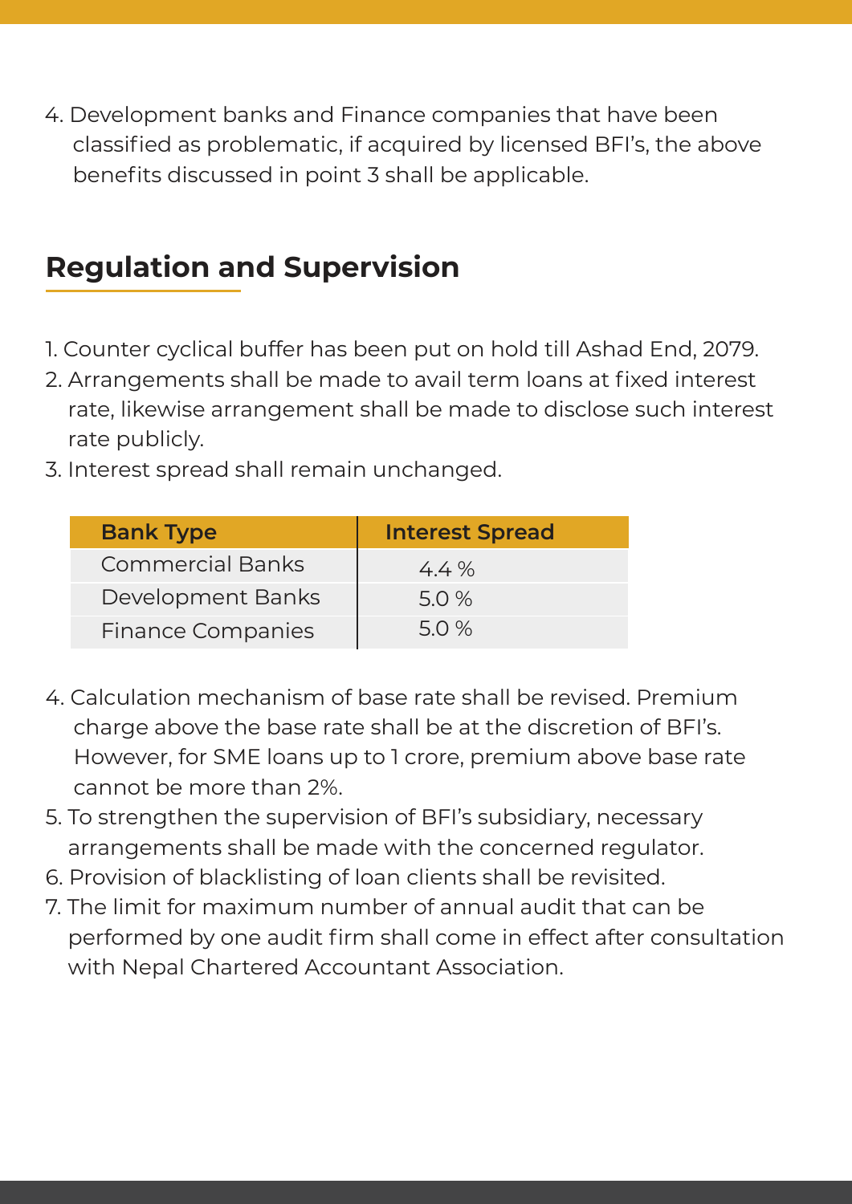4. Development banks and Finance companies that have been classified as problematic, if acquired by licensed BFI's, the above benefits discussed in point 3 shall be applicable.

## Regulation and Supervision

1. Counter cyclical buffer has been put on hold till Ashad End, 2079.
2. Arrangements shall be made to avail term loans at fixed interest rate, likewise arrangement shall be made to disclose such interest rate publicly.
3. Interest spread shall remain unchanged.

| Bank Type | Interest Spread |
| --- | --- |
| Commercial Banks | 4.4 % |
| Development Banks | 5.0 % |
| Finance Companies | 5.0 % |

4. Calculation mechanism of base rate shall be revised. Premium charge above the base rate shall be at the discretion of BFI's. However, for SME loans up to 1 crore, premium above base rate cannot be more than 2%.
5. To strengthen the supervision of BFI's subsidiary, necessary arrangements shall be made with the concerned regulator.
6. Provision of blacklisting of loan clients shall be revisited.
7. The limit for maximum number of annual audit that can be performed by one audit firm shall come in effect after consultation with Nepal Chartered Accountant Association.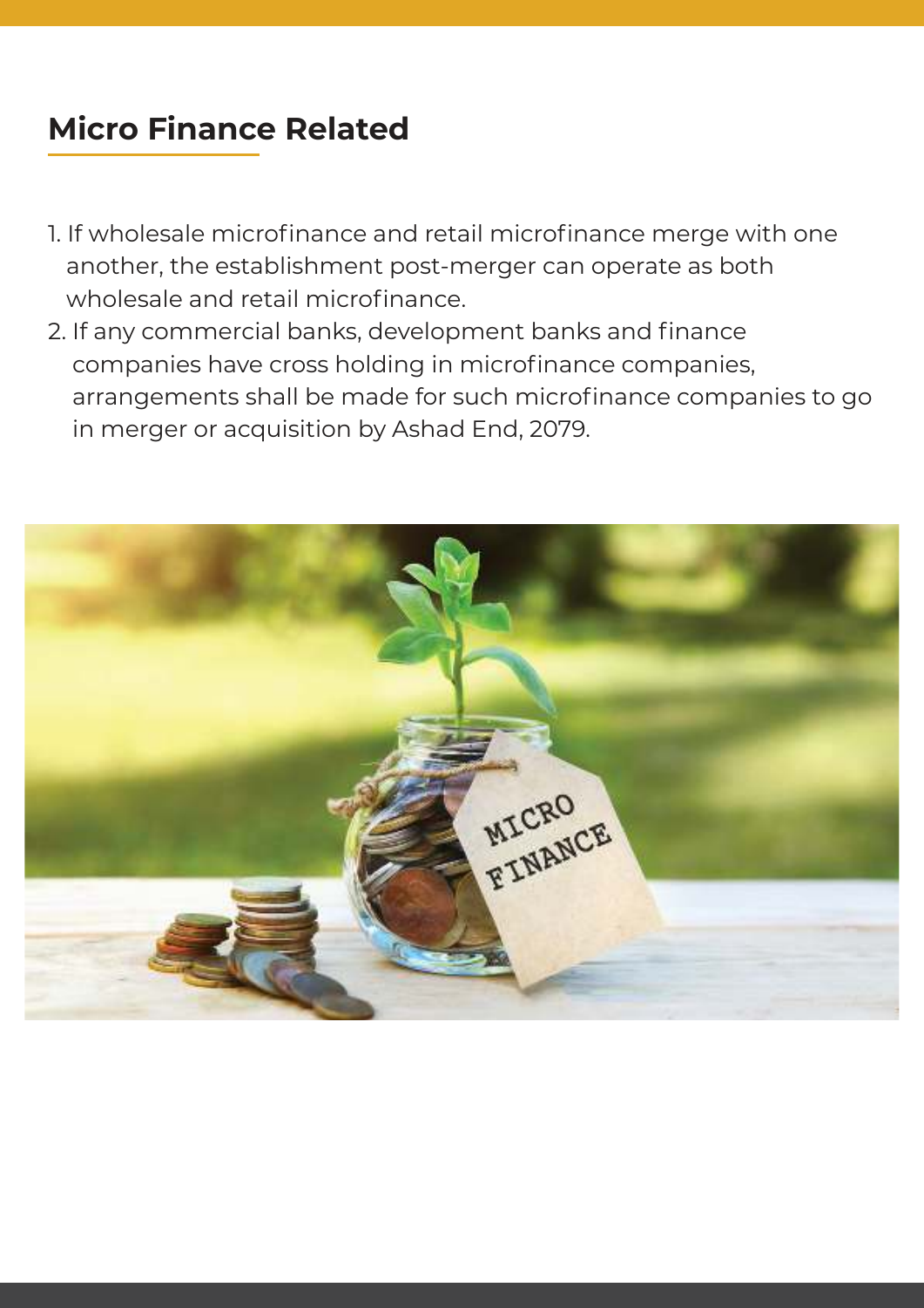## Micro Finance Related

1. If wholesale microfinance and retail microfinance merge with one another, the establishment post-merger can operate as both wholesale and retail microfinance.
2. If any commercial banks, development banks and finance companies have cross holding in microfinance companies, arrangements shall be made for such microfinance companies to go in merger or acquisition by Ashad End, 2079.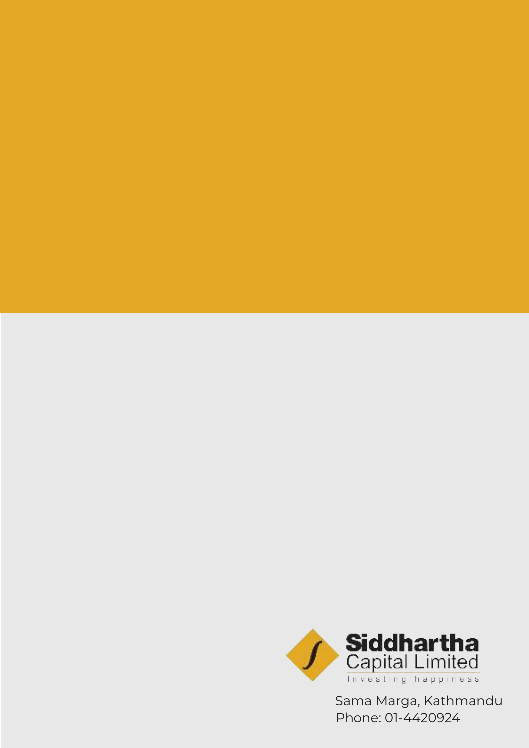Siddhartha Capital Limited

Investing happiness

Sama Marga, Kathmandu

Phone: 01-4420924